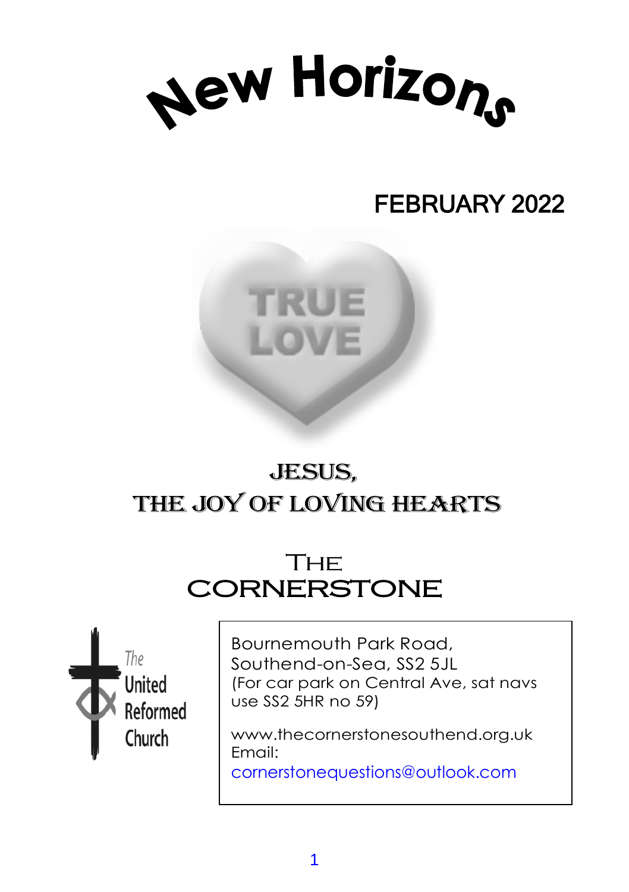# New Horizons

## FEBRUARY 2022

TRUE LOVE

## JESUS, THE JOY OF LOVING HEARTS

## The CORNERSTONE

The United Reformed Church

Bournemouth Park Road,
Southend-on-Sea, SS2 5JL
(For car park on Central Ave, sat navs use SS2 5HR no 59)

www.thecornerstonesouthend.org.uk
Email:
cornerstonequestions@outlook.com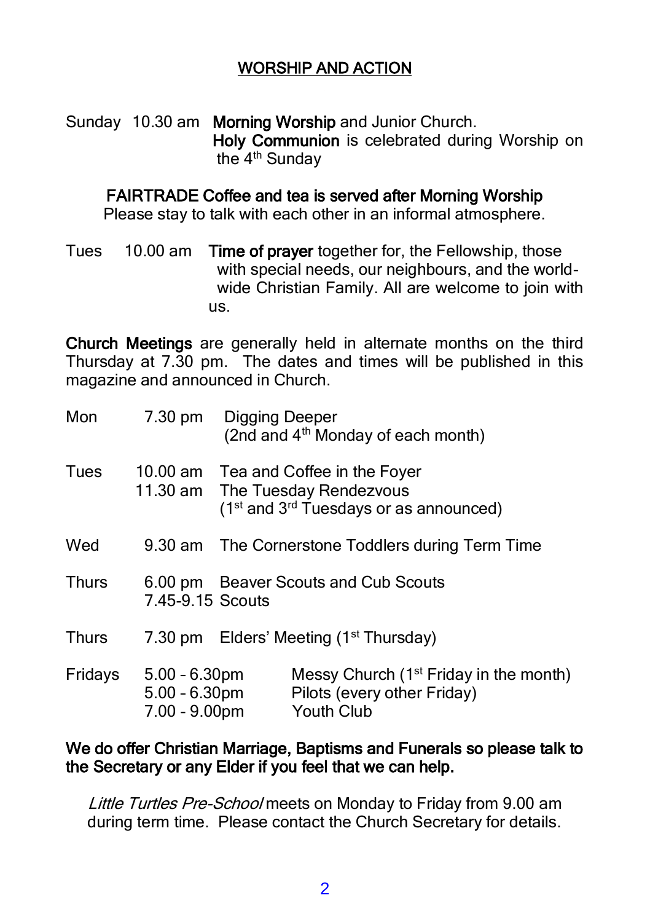## WORSHIP AND ACTION

Sunday 10.30 am **Morning Worship** and Junior Church.
**Holy Communion** is celebrated during Worship on the 4th Sunday

**FAIRTRADE Coffee and tea is served after Morning Worship**
Please stay to talk with each other in an informal atmosphere.

Tues 10.00 am **Time of prayer** together for, the Fellowship, those with special needs, our neighbours, and the world-wide Christian Family. All are welcome to join with us.

**Church Meetings** are generally held in alternate months on the third Thursday at 7.30 pm. The dates and times will be published in this magazine and announced in Church.

| | | |
|---|---|---|
| Mon | 7.30 pm | Digging Deeper (2nd and 4th Monday of each month) |
| Tues | 10.00 am | Tea and Coffee in the Foyer |
| | 11.30 am | The Tuesday Rendezvous (1st and 3rd Tuesdays or as announced) |
| Wed | 9.30 am | The Cornerstone Toddlers during Term Time |
| Thurs | 6.00 pm | Beaver Scouts and Cub Scouts |
| | 7.45-9.15 | Scouts |
| Thurs | 7.30 pm | Elders' Meeting (1st Thursday) |
| Fridays | 5.00 - 6.30pm | Messy Church (1st Friday in the month) |
| | 5.00 - 6.30pm | Pilots (every other Friday) |
| | 7.00 - 9.00pm | Youth Club |

**We do offer Christian Marriage, Baptisms and Funerals so please talk to the Secretary or any Elder if you feel that we can help.**

*Little Turtles Pre-School* meets on Monday to Friday from 9.00 am during term time. Please contact the Church Secretary for details.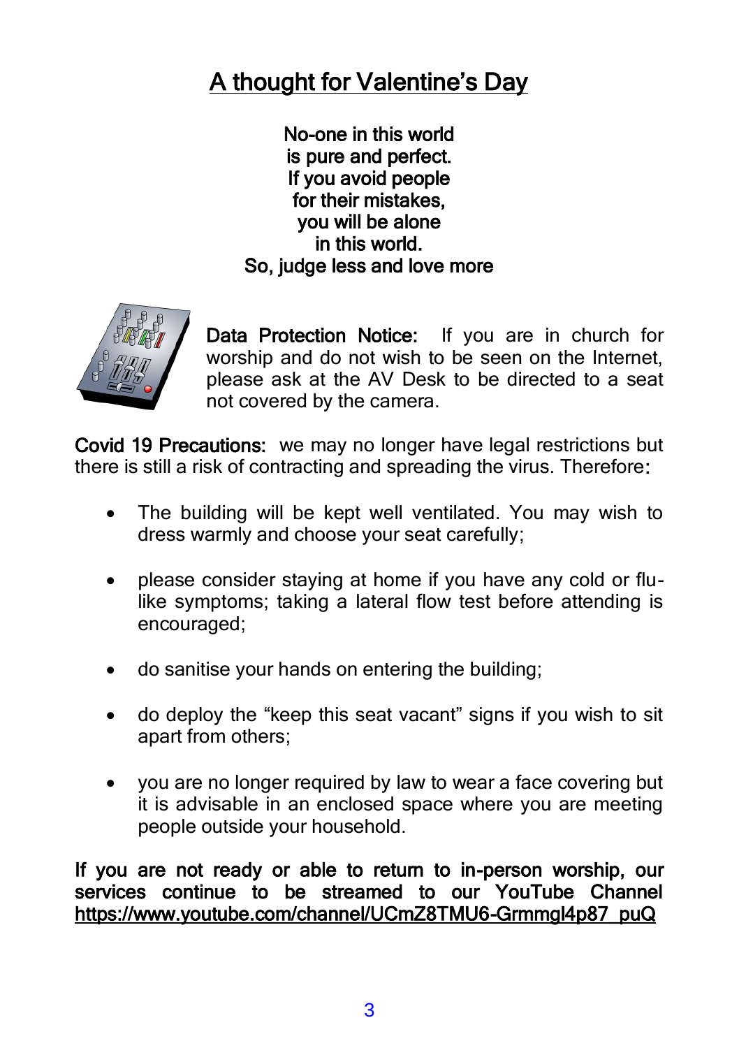## A thought for Valentine's Day

No-one in this world
is pure and perfect.
If you avoid people
for their mistakes,
you will be alone
in this world.
So, judge less and love more

**Data Protection Notice:** If you are in church for worship and do not wish to be seen on the Internet, please ask at the AV Desk to be directed to a seat not covered by the camera.

**Covid 19 Precautions:** we may no longer have legal restrictions but there is still a risk of contracting and spreading the virus. Therefore:

- The building will be kept well ventilated. You may wish to dress warmly and choose your seat carefully;
- please consider staying at home if you have any cold or flu-like symptoms; taking a lateral flow test before attending is encouraged;
- do sanitise your hands on entering the building;
- do deploy the "keep this seat vacant" signs if you wish to sit apart from others;
- you are no longer required by law to wear a face covering but it is advisable in an enclosed space where you are meeting people outside your household.

**If you are not ready or able to return to in-person worship, our services continue to be streamed to our YouTube Channel https://www.youtube.com/channel/UCmZ8TMU6-Grmmgl4p87_puQ**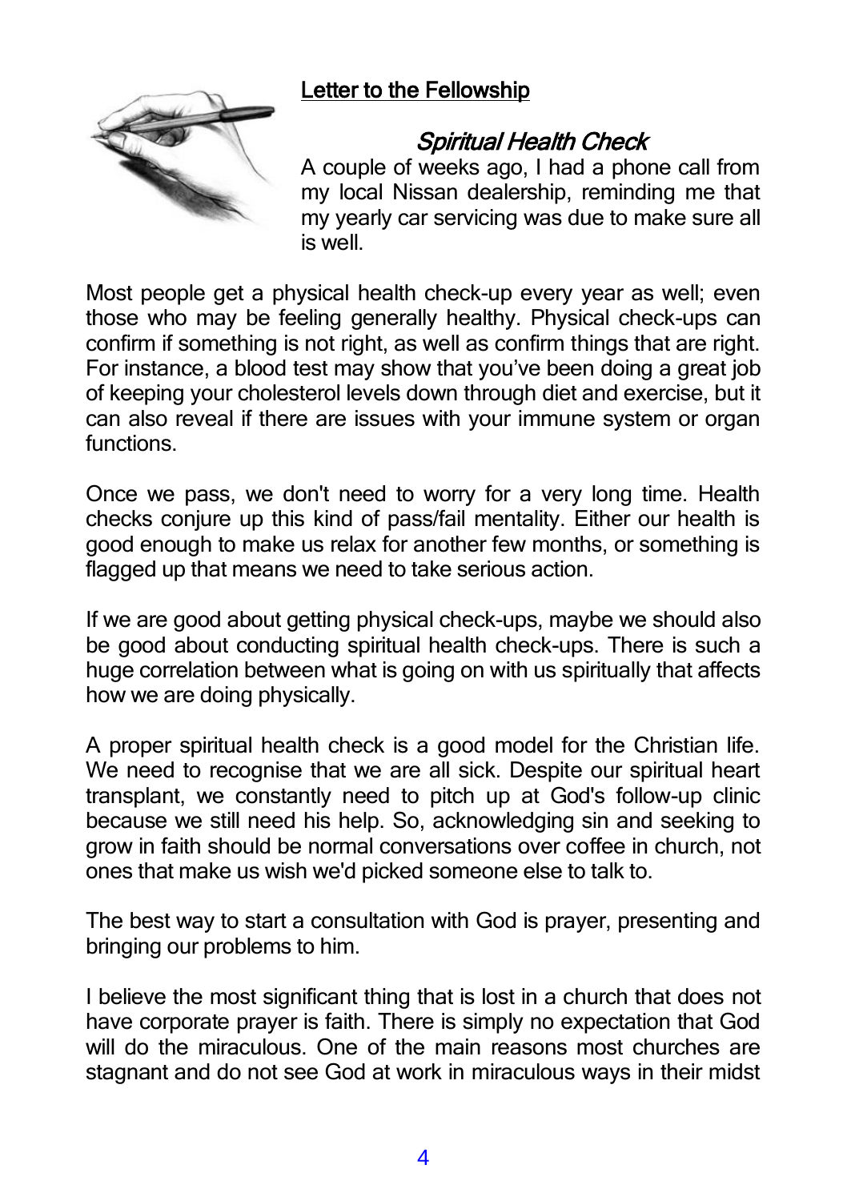## Letter to the Fellowship

### *Spiritual Health Check*

A couple of weeks ago, I had a phone call from my local Nissan dealership, reminding me that my yearly car servicing was due to make sure all is well.

Most people get a physical health check-up every year as well; even those who may be feeling generally healthy. Physical check-ups can confirm if something is not right, as well as confirm things that are right. For instance, a blood test may show that you've been doing a great job of keeping your cholesterol levels down through diet and exercise, but it can also reveal if there are issues with your immune system or organ functions.

Once we pass, we don't need to worry for a very long time. Health checks conjure up this kind of pass/fail mentality. Either our health is good enough to make us relax for another few months, or something is flagged up that means we need to take serious action.

If we are good about getting physical check-ups, maybe we should also be good about conducting spiritual health check-ups. There is such a huge correlation between what is going on with us spiritually that affects how we are doing physically.

A proper spiritual health check is a good model for the Christian life. We need to recognise that we are all sick. Despite our spiritual heart transplant, we constantly need to pitch up at God's follow-up clinic because we still need his help. So, acknowledging sin and seeking to grow in faith should be normal conversations over coffee in church, not ones that make us wish we'd picked someone else to talk to.

The best way to start a consultation with God is prayer, presenting and bringing our problems to him.

I believe the most significant thing that is lost in a church that does not have corporate prayer is faith. There is simply no expectation that God will do the miraculous. One of the main reasons most churches are stagnant and do not see God at work in miraculous ways in their midst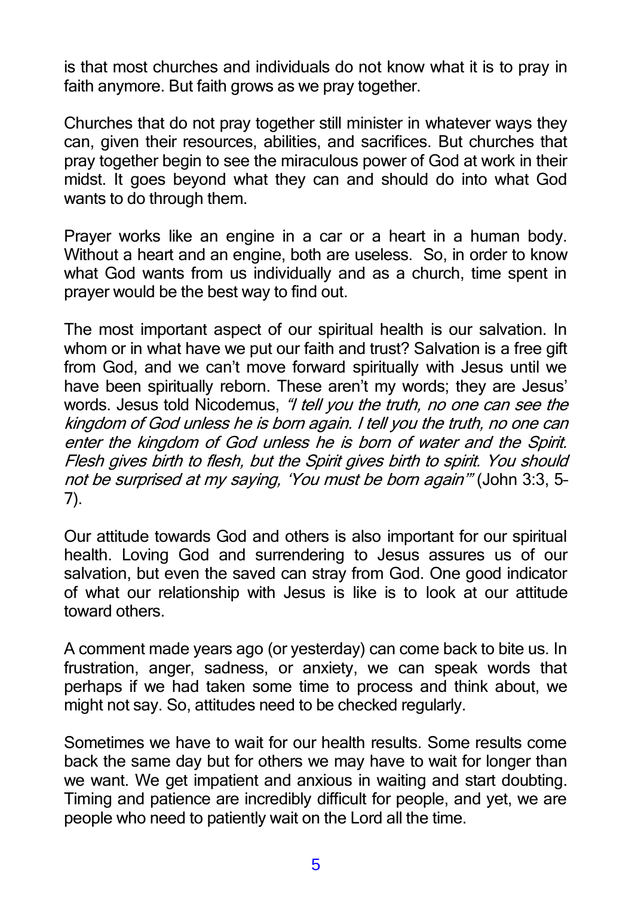is that most churches and individuals do not know what it is to pray in faith anymore. But faith grows as we pray together.

Churches that do not pray together still minister in whatever ways they can, given their resources, abilities, and sacrifices. But churches that pray together begin to see the miraculous power of God at work in their midst. It goes beyond what they can and should do into what God wants to do through them.

Prayer works like an engine in a car or a heart in a human body. Without a heart and an engine, both are useless. So, in order to know what God wants from us individually and as a church, time spent in prayer would be the best way to find out.

The most important aspect of our spiritual health is our salvation. In whom or in what have we put our faith and trust? Salvation is a free gift from God, and we can't move forward spiritually with Jesus until we have been spiritually reborn. These aren't my words; they are Jesus' words. Jesus told Nicodemus, *"I tell you the truth, no one can see the kingdom of God unless he is born again. I tell you the truth, no one can enter the kingdom of God unless he is born of water and the Spirit. Flesh gives birth to flesh, but the Spirit gives birth to spirit. You should not be surprised at my saying, 'You must be born again'"* (John 3:3, 5-7).

Our attitude towards God and others is also important for our spiritual health. Loving God and surrendering to Jesus assures us of our salvation, but even the saved can stray from God. One good indicator of what our relationship with Jesus is like is to look at our attitude toward others.

A comment made years ago (or yesterday) can come back to bite us. In frustration, anger, sadness, or anxiety, we can speak words that perhaps if we had taken some time to process and think about, we might not say. So, attitudes need to be checked regularly.

Sometimes we have to wait for our health results. Some results come back the same day but for others we may have to wait for longer than we want. We get impatient and anxious in waiting and start doubting. Timing and patience are incredibly difficult for people, and yet, we are people who need to patiently wait on the Lord all the time.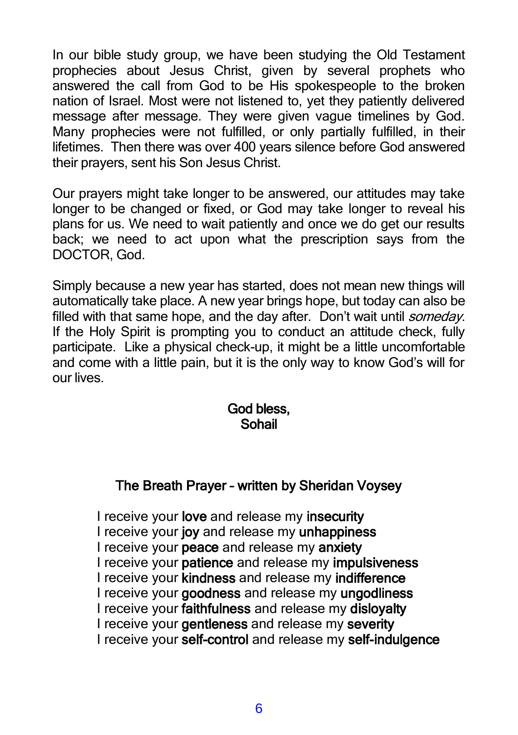In our bible study group, we have been studying the Old Testament prophecies about Jesus Christ, given by several prophets who answered the call from God to be His spokespeople to the broken nation of Israel. Most were not listened to, yet they patiently delivered message after message. They were given vague timelines by God. Many prophecies were not fulfilled, or only partially fulfilled, in their lifetimes. Then there was over 400 years silence before God answered their prayers, sent his Son Jesus Christ.

Our prayers might take longer to be answered, our attitudes may take longer to be changed or fixed, or God may take longer to reveal his plans for us. We need to wait patiently and once we do get our results back; we need to act upon what the prescription says from the DOCTOR, God.

Simply because a new year has started, does not mean new things will automatically take place. A new year brings hope, but today can also be filled with that same hope, and the day after. Don't wait until *someday*. If the Holy Spirit is prompting you to conduct an attitude check, fully participate. Like a physical check-up, it might be a little uncomfortable and come with a little pain, but it is the only way to know God's will for our lives.

**God bless,**
**Sohail**

## The Breath Prayer – written by Sheridan Voysey

I receive your **love** and release my **insecurity**
I receive your **joy** and release my **unhappiness**
I receive your **peace** and release my **anxiety**
I receive your **patience** and release my **impulsiveness**
I receive your **kindness** and release my **indifference**
I receive your **goodness** and release my **ungodliness**
I receive your **faithfulness** and release my **disloyalty**
I receive your **gentleness** and release my **severity**
I receive your **self-control** and release my **self-indulgence**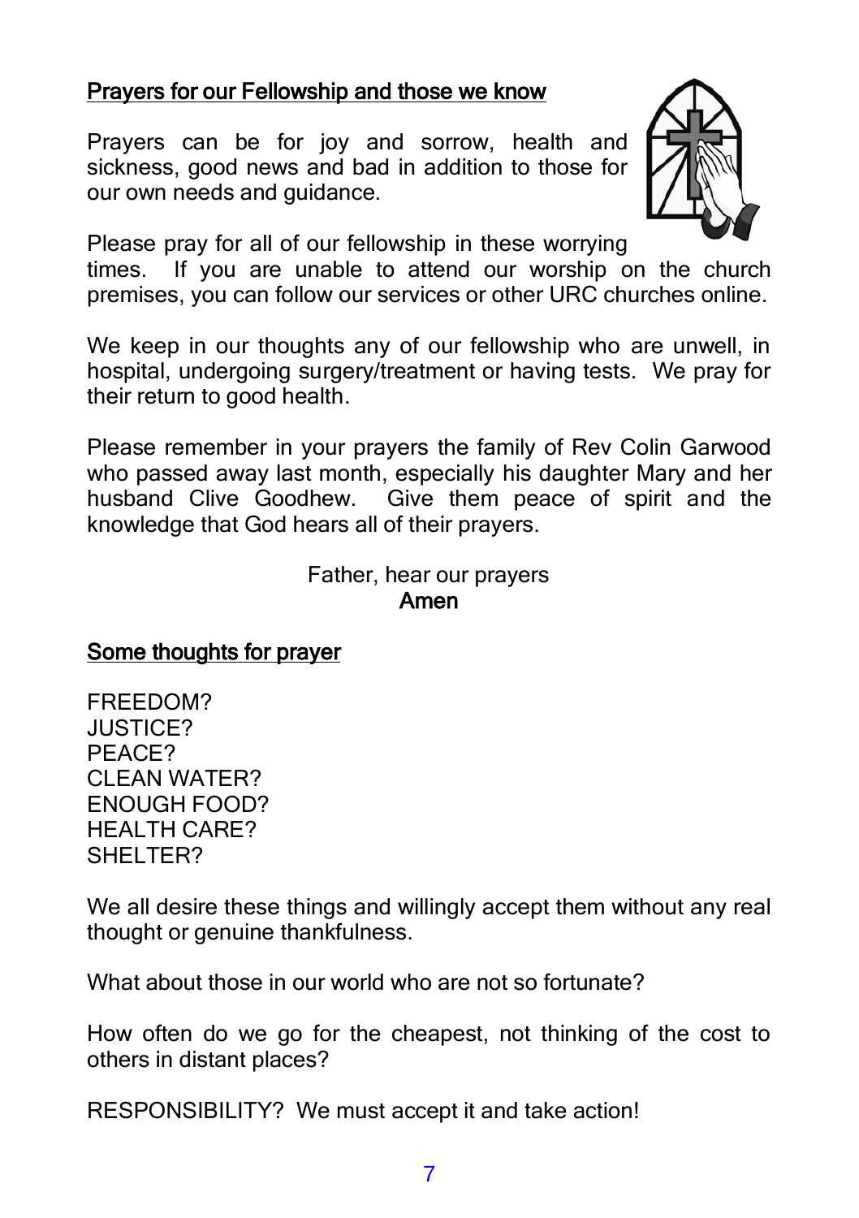## Prayers for our Fellowship and those we know

Prayers can be for joy and sorrow, health and sickness, good news and bad in addition to those for our own needs and guidance.

Please pray for all of our fellowship in these worrying times. If you are unable to attend our worship on the church premises, you can follow our services or other URC churches online.

We keep in our thoughts any of our fellowship who are unwell, in hospital, undergoing surgery/treatment or having tests. We pray for their return to good health.

Please remember in your prayers the family of Rev Colin Garwood who passed away last month, especially his daughter Mary and her husband Clive Goodhew. Give them peace of spirit and the knowledge that God hears all of their prayers.

Father, hear our prayers
**Amen**

## Some thoughts for prayer

FREEDOM?
JUSTICE?
PEACE?
CLEAN WATER?
ENOUGH FOOD?
HEALTH CARE?
SHELTER?

We all desire these things and willingly accept them without any real thought or genuine thankfulness.

What about those in our world who are not so fortunate?

How often do we go for the cheapest, not thinking of the cost to others in distant places?

RESPONSIBILITY? We must accept it and take action!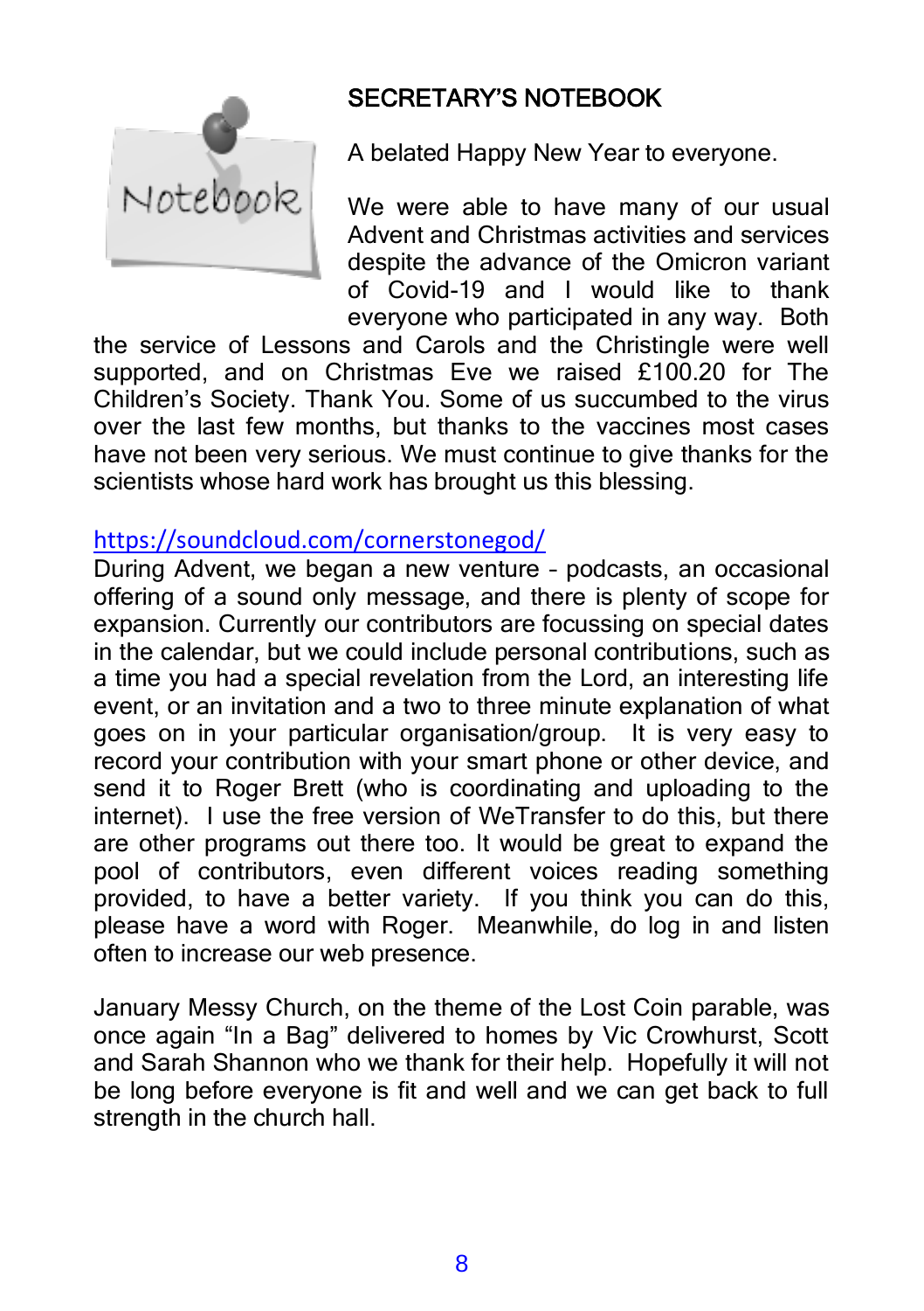## SECRETARY'S NOTEBOOK

A belated Happy New Year to everyone.

We were able to have many of our usual Advent and Christmas activities and services despite the advance of the Omicron variant of Covid-19 and I would like to thank everyone who participated in any way. Both the service of Lessons and Carols and the Christingle were well supported, and on Christmas Eve we raised £100.20 for The Children's Society. Thank You. Some of us succumbed to the virus over the last few months, but thanks to the vaccines most cases have not been very serious. We must continue to give thanks for the scientists whose hard work has brought us this blessing.

https://soundcloud.com/cornerstonegod/

During Advent, we began a new venture – podcasts, an occasional offering of a sound only message, and there is plenty of scope for expansion. Currently our contributors are focussing on special dates in the calendar, but we could include personal contributions, such as a time you had a special revelation from the Lord, an interesting life event, or an invitation and a two to three minute explanation of what goes on in your particular organisation/group. It is very easy to record your contribution with your smart phone or other device, and send it to Roger Brett (who is coordinating and uploading to the internet). I use the free version of WeTransfer to do this, but there are other programs out there too. It would be great to expand the pool of contributors, even different voices reading something provided, to have a better variety. If you think you can do this, please have a word with Roger. Meanwhile, do log in and listen often to increase our web presence.

January Messy Church, on the theme of the Lost Coin parable, was once again "In a Bag" delivered to homes by Vic Crowhurst, Scott and Sarah Shannon who we thank for their help. Hopefully it will not be long before everyone is fit and well and we can get back to full strength in the church hall.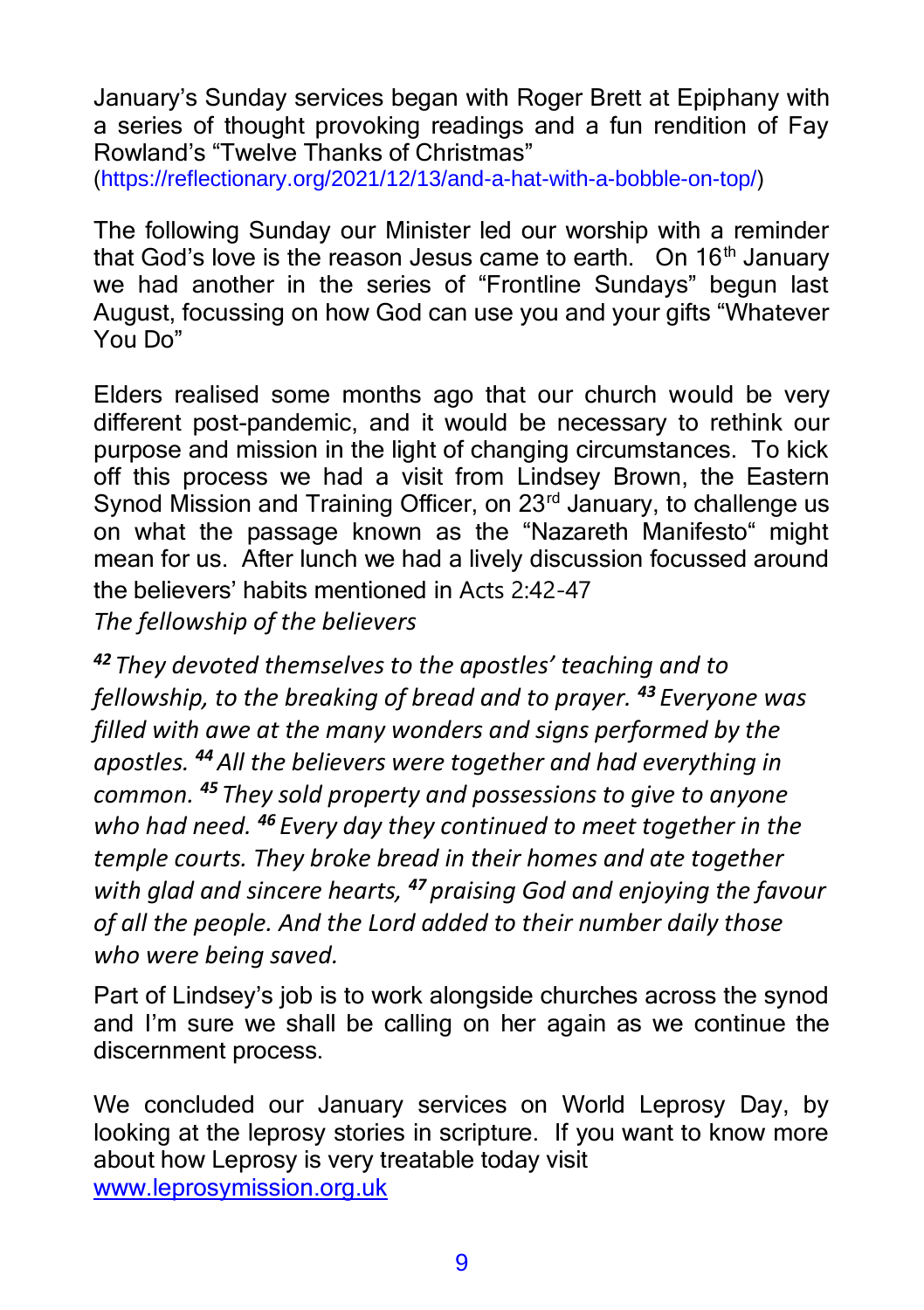January's Sunday services began with Roger Brett at Epiphany with a series of thought provoking readings and a fun rendition of Fay Rowland's "Twelve Thanks of Christmas" (https://reflectionary.org/2021/12/13/and-a-hat-with-a-bobble-on-top/)

The following Sunday our Minister led our worship with a reminder that God's love is the reason Jesus came to earth. On 16th January we had another in the series of "Frontline Sundays" begun last August, focussing on how God can use you and your gifts "Whatever You Do"

Elders realised some months ago that our church would be very different post-pandemic, and it would be necessary to rethink our purpose and mission in the light of changing circumstances. To kick off this process we had a visit from Lindsey Brown, the Eastern Synod Mission and Training Officer, on 23rd January, to challenge us on what the passage known as the "Nazareth Manifesto" might mean for us. After lunch we had a lively discussion focussed around the believers' habits mentioned in Acts 2:42-47

*The fellowship of the believers*

***42*** *They devoted themselves to the apostles' teaching and to fellowship, to the breaking of bread and to prayer.* ***43*** *Everyone was filled with awe at the many wonders and signs performed by the apostles.* ***44*** *All the believers were together and had everything in common.* ***45*** *They sold property and possessions to give to anyone who had need.* ***46*** *Every day they continued to meet together in the temple courts. They broke bread in their homes and ate together with glad and sincere hearts,* ***47*** *praising God and enjoying the favour of all the people. And the Lord added to their number daily those who were being saved.*

Part of Lindsey's job is to work alongside churches across the synod and I'm sure we shall be calling on her again as we continue the discernment process.

We concluded our January services on World Leprosy Day, by looking at the leprosy stories in scripture. If you want to know more about how Leprosy is very treatable today visit [www.leprosymission.org.uk](http://www.leprosymission.org.uk)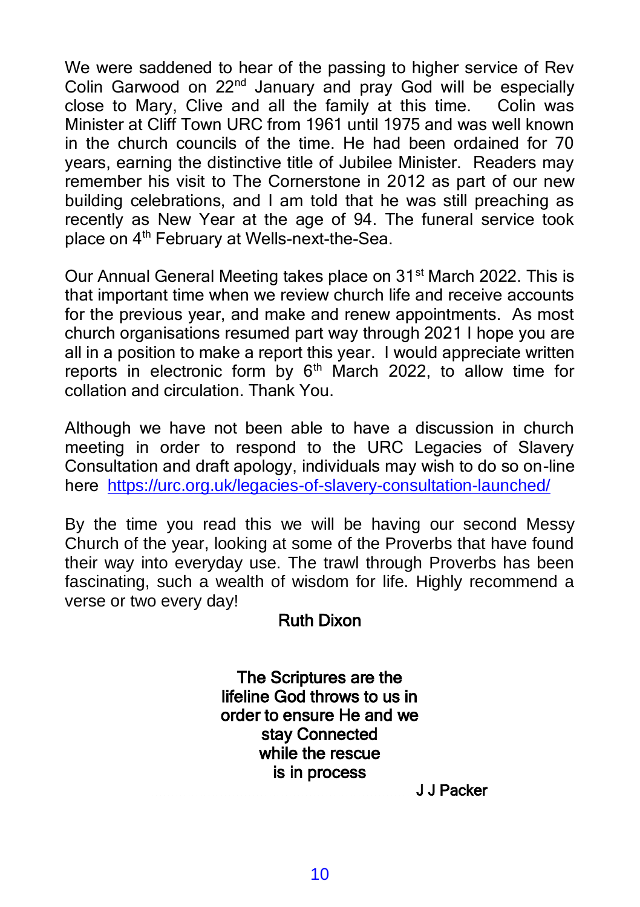We were saddened to hear of the passing to higher service of Rev Colin Garwood on 22nd January and pray God will be especially close to Mary, Clive and all the family at this time. Colin was Minister at Cliff Town URC from 1961 until 1975 and was well known in the church councils of the time. He had been ordained for 70 years, earning the distinctive title of Jubilee Minister. Readers may remember his visit to The Cornerstone in 2012 as part of our new building celebrations, and I am told that he was still preaching as recently as New Year at the age of 94. The funeral service took place on 4th February at Wells-next-the-Sea.

Our Annual General Meeting takes place on 31st March 2022. This is that important time when we review church life and receive accounts for the previous year, and make and renew appointments. As most church organisations resumed part way through 2021 I hope you are all in a position to make a report this year. I would appreciate written reports in electronic form by 6th March 2022, to allow time for collation and circulation. Thank You.

Although we have not been able to have a discussion in church meeting in order to respond to the URC Legacies of Slavery Consultation and draft apology, individuals may wish to do so on-line here https://urc.org.uk/legacies-of-slavery-consultation-launched/

By the time you read this we will be having our second Messy Church of the year, looking at some of the Proverbs that have found their way into everyday use. The trawl through Proverbs has been fascinating, such a wealth of wisdom for life. Highly recommend a verse or two every day!

**Ruth Dixon**

**The Scriptures are the lifeline God throws to us in order to ensure He and we stay Connected while the rescue is in process**

**J J Packer**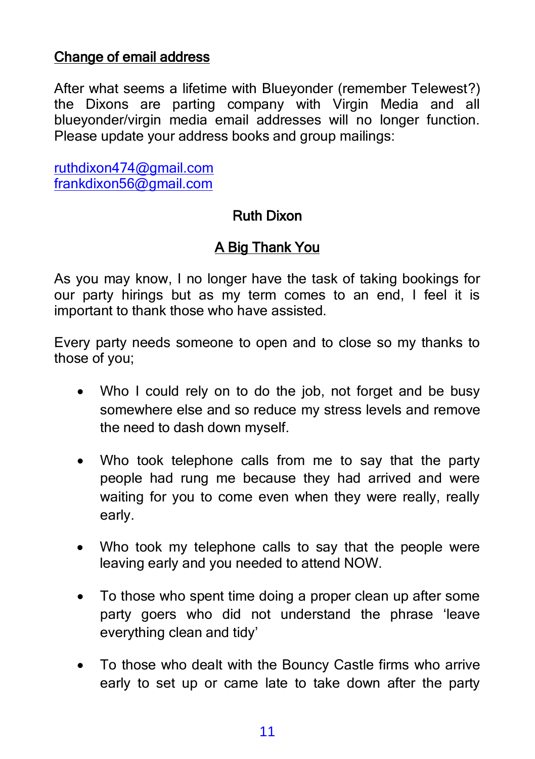## Change of email address

After what seems a lifetime with Blueyonder (remember Telewest?) the Dixons are parting company with Virgin Media and all blueyonder/virgin media email addresses will no longer function. Please update your address books and group mailings:

ruthdixon474@gmail.com
frankdixon56@gmail.com

**Ruth Dixon**

## A Big Thank You

As you may know, I no longer have the task of taking bookings for our party hirings but as my term comes to an end, I feel it is important to thank those who have assisted.

Every party needs someone to open and to close so my thanks to those of you;

- Who I could rely on to do the job, not forget and be busy somewhere else and so reduce my stress levels and remove the need to dash down myself.

- Who took telephone calls from me to say that the party people had rung me because they had arrived and were waiting for you to come even when they were really, really early.

- Who took my telephone calls to say that the people were leaving early and you needed to attend NOW.

- To those who spent time doing a proper clean up after some party goers who did not understand the phrase 'leave everything clean and tidy'

- To those who dealt with the Bouncy Castle firms who arrive early to set up or came late to take down after the party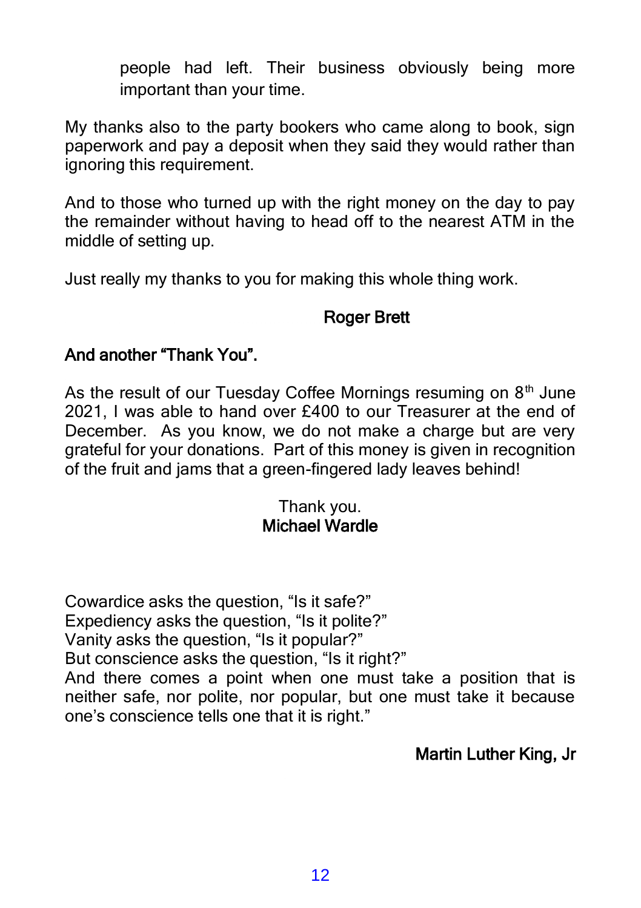people had left. Their business obviously being more important than your time.

My thanks also to the party bookers who came along to book, sign paperwork and pay a deposit when they said they would rather than ignoring this requirement.

And to those who turned up with the right money on the day to pay the remainder without having to head off to the nearest ATM in the middle of setting up.

Just really my thanks to you for making this whole thing work.

**Roger Brett**

## And another "Thank You".

As the result of our Tuesday Coffee Mornings resuming on 8th June 2021, I was able to hand over £400 to our Treasurer at the end of December. As you know, we do not make a charge but are very grateful for your donations. Part of this money is given in recognition of the fruit and jams that a green-fingered lady leaves behind!

Thank you.
**Michael Wardle**

Cowardice asks the question, "Is it safe?"
Expediency asks the question, "Is it polite?"
Vanity asks the question, "Is it popular?"
But conscience asks the question, "Is it right?"
And there comes a point when one must take a position that is neither safe, nor polite, nor popular, but one must take it because one's conscience tells one that it is right."

**Martin Luther King, Jr**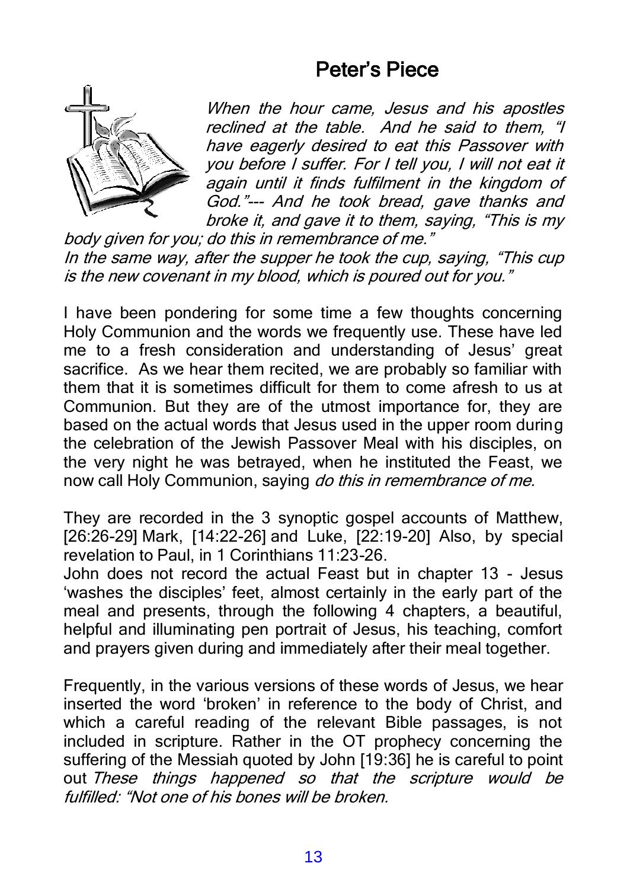# Peter's Piece

*When the hour came, Jesus and his apostles reclined at the table. And he said to them, "I have eagerly desired to eat this Passover with you before I suffer. For I tell you, I will not eat it again until it finds fulfilment in the kingdom of God."--- And he took bread, gave thanks and broke it, and gave it to them, saying, "This is my body given for you; do this in remembrance of me."*
*In the same way, after the supper he took the cup, saying, "This cup is the new covenant in my blood, which is poured out for you."*

I have been pondering for some time a few thoughts concerning Holy Communion and the words we frequently use. These have led me to a fresh consideration and understanding of Jesus' great sacrifice. As we hear them recited, we are probably so familiar with them that it is sometimes difficult for them to come afresh to us at Communion. But they are of the utmost importance for, they are based on the actual words that Jesus used in the upper room during the celebration of the Jewish Passover Meal with his disciples, on the very night he was betrayed, when he instituted the Feast, we now call Holy Communion, saying *do this in remembrance of me.*

They are recorded in the 3 synoptic gospel accounts of Matthew, [26:26-29] Mark, [14:22-26] and Luke, [22:19-20] Also, by special revelation to Paul, in 1 Corinthians 11:23-26.
John does not record the actual Feast but in chapter 13 - Jesus 'washes the disciples' feet, almost certainly in the early part of the meal and presents, through the following 4 chapters, a beautiful, helpful and illuminating pen portrait of Jesus, his teaching, comfort and prayers given during and immediately after their meal together.

Frequently, in the various versions of these words of Jesus, we hear inserted the word 'broken' in reference to the body of Christ, and which a careful reading of the relevant Bible passages, is not included in scripture. Rather in the OT prophecy concerning the suffering of the Messiah quoted by John [19:36] he is careful to point out *These things happened so that the scripture would be fulfilled: "Not one of his bones will be broken.*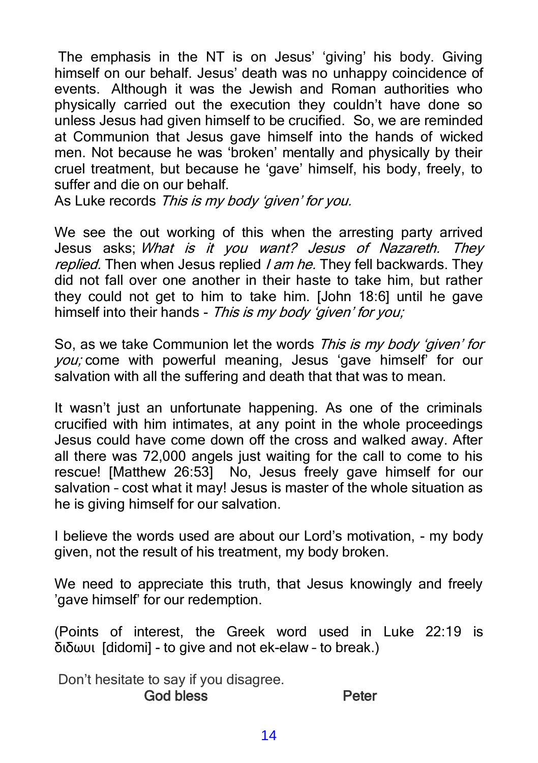The emphasis in the NT is on Jesus' 'giving' his body. Giving himself on our behalf. Jesus' death was no unhappy coincidence of events. Although it was the Jewish and Roman authorities who physically carried out the execution they couldn't have done so unless Jesus had given himself to be crucified. So, we are reminded at Communion that Jesus gave himself into the hands of wicked men. Not because he was 'broken' mentally and physically by their cruel treatment, but because he 'gave' himself, his body, freely, to suffer and die on our behalf.
As Luke records *This is my body 'given' for you.*

We see the out working of this when the arresting party arrived Jesus asks; *What is it you want? Jesus of Nazareth. They replied.* Then when Jesus replied *I am he.* They fell backwards. They did not fall over one another in their haste to take him, but rather they could not get to him to take him. [John 18:6] until he gave himself into their hands - *This is my body 'given' for you;*

So, as we take Communion let the words *This is my body 'given' for you;* come with powerful meaning, Jesus 'gave himself' for our salvation with all the suffering and death that that was to mean.

It wasn't just an unfortunate happening. As one of the criminals crucified with him intimates, at any point in the whole proceedings Jesus could have come down off the cross and walked away. After all there was 72,000 angels just waiting for the call to come to his rescue! [Matthew 26:53] No, Jesus freely gave himself for our salvation – cost what it may! Jesus is master of the whole situation as he is giving himself for our salvation.

I believe the words used are about our Lord's motivation, - my body given, not the result of his treatment, my body broken.

We need to appreciate this truth, that Jesus knowingly and freely 'gave himself' for our redemption.

(Points of interest, the Greek word used in Luke 22:19 is διδωυι [didomi] - to give and not ek-elaw – to break.)

Don't hesitate to say if you disagree.

God bless Peter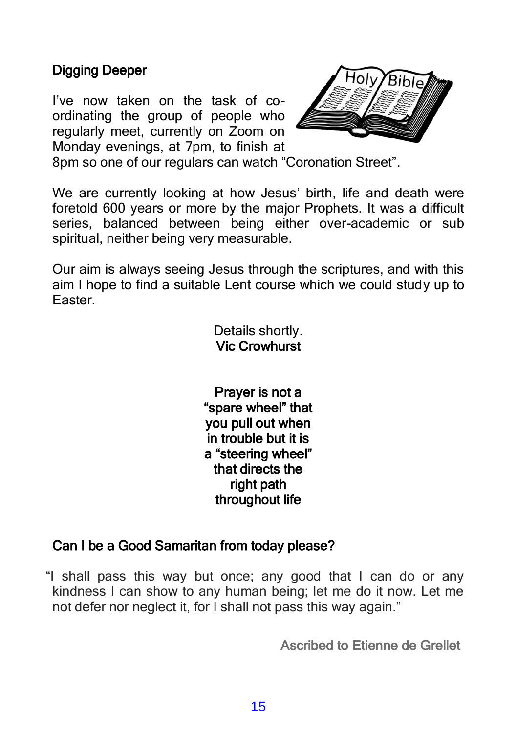## Digging Deeper

I've now taken on the task of co-ordinating the group of people who regularly meet, currently on Zoom on Monday evenings, at 7pm, to finish at 8pm so one of our regulars can watch "Coronation Street".

We are currently looking at how Jesus' birth, life and death were foretold 600 years or more by the major Prophets. It was a difficult series, balanced between being either over-academic or sub spiritual, neither being very measurable.

Our aim is always seeing Jesus through the scriptures, and with this aim I hope to find a suitable Lent course which we could study up to Easter.

Details shortly.
**Vic Crowhurst**

**Prayer is not a "spare wheel" that you pull out when in trouble but it is a "steering wheel" that directs the right path throughout life**

## Can I be a Good Samaritan from today please?

"I shall pass this way but once; any good that I can do or any kindness I can show to any human being; let me do it now. Let me not defer nor neglect it, for I shall not pass this way again."

Ascribed to Etienne de Grellet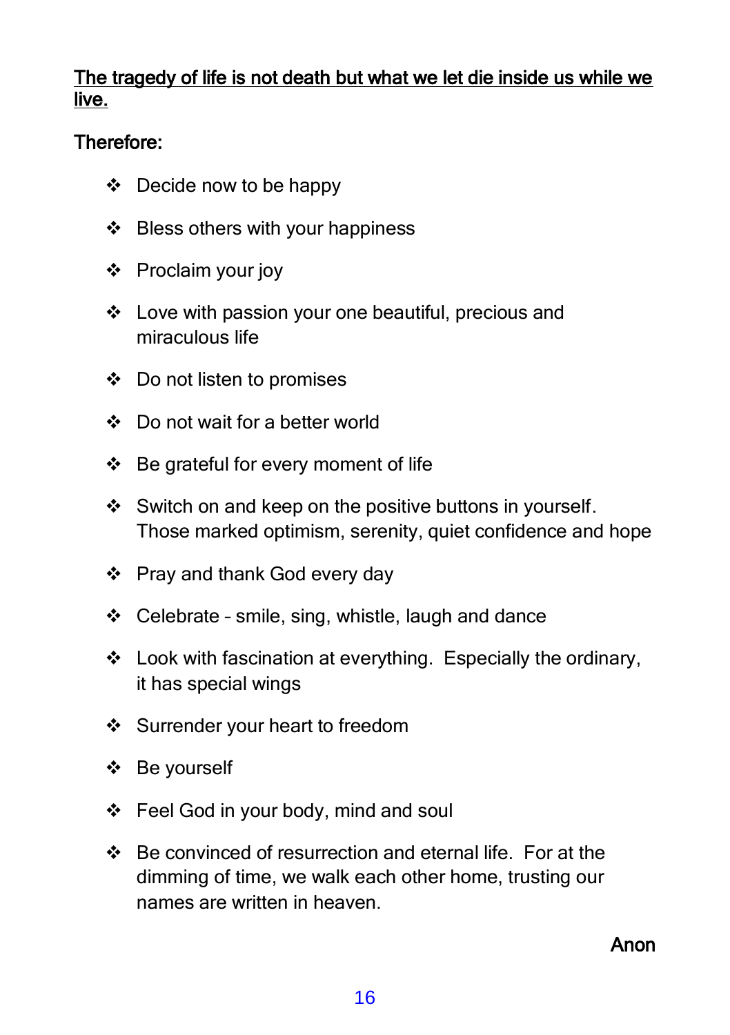**<u>The tragedy of life is not death but what we let die inside us while we live.</u>**

**Therefore:**

- Decide now to be happy
- Bless others with your happiness
- Proclaim your joy
- Love with passion your one beautiful, precious and miraculous life
- Do not listen to promises
- Do not wait for a better world
- Be grateful for every moment of life
- Switch on and keep on the positive buttons in yourself. Those marked optimism, serenity, quiet confidence and hope
- Pray and thank God every day
- Celebrate – smile, sing, whistle, laugh and dance
- Look with fascination at everything. Especially the ordinary, it has special wings
- Surrender your heart to freedom
- Be yourself
- Feel God in your body, mind and soul
- Be convinced of resurrection and eternal life. For at the dimming of time, we walk each other home, trusting our names are written in heaven.

**Anon**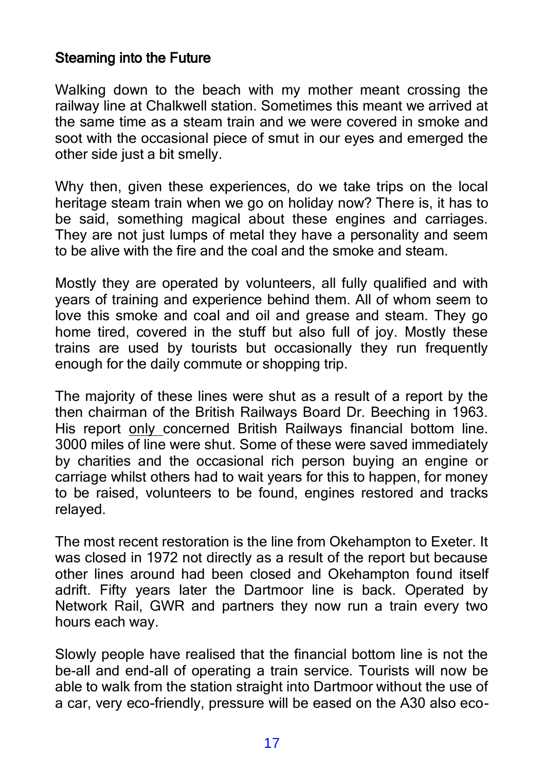## Steaming into the Future

Walking down to the beach with my mother meant crossing the railway line at Chalkwell station. Sometimes this meant we arrived at the same time as a steam train and we were covered in smoke and soot with the occasional piece of smut in our eyes and emerged the other side just a bit smelly.

Why then, given these experiences, do we take trips on the local heritage steam train when we go on holiday now? There is, it has to be said, something magical about these engines and carriages. They are not just lumps of metal they have a personality and seem to be alive with the fire and the coal and the smoke and steam.

Mostly they are operated by volunteers, all fully qualified and with years of training and experience behind them. All of whom seem to love this smoke and coal and oil and grease and steam. They go home tired, covered in the stuff but also full of joy. Mostly these trains are used by tourists but occasionally they run frequently enough for the daily commute or shopping trip.

The majority of these lines were shut as a result of a report by the then chairman of the British Railways Board Dr. Beeching in 1963. His report <u>only</u> concerned British Railways financial bottom line. 3000 miles of line were shut. Some of these were saved immediately by charities and the occasional rich person buying an engine or carriage whilst others had to wait years for this to happen, for money to be raised, volunteers to be found, engines restored and tracks relayed.

The most recent restoration is the line from Okehampton to Exeter. It was closed in 1972 not directly as a result of the report but because other lines around had been closed and Okehampton found itself adrift. Fifty years later the Dartmoor line is back. Operated by Network Rail, GWR and partners they now run a train every two hours each way.

Slowly people have realised that the financial bottom line is not the be-all and end-all of operating a train service. Tourists will now be able to walk from the station straight into Dartmoor without the use of a car, very eco-friendly, pressure will be eased on the A30 also eco-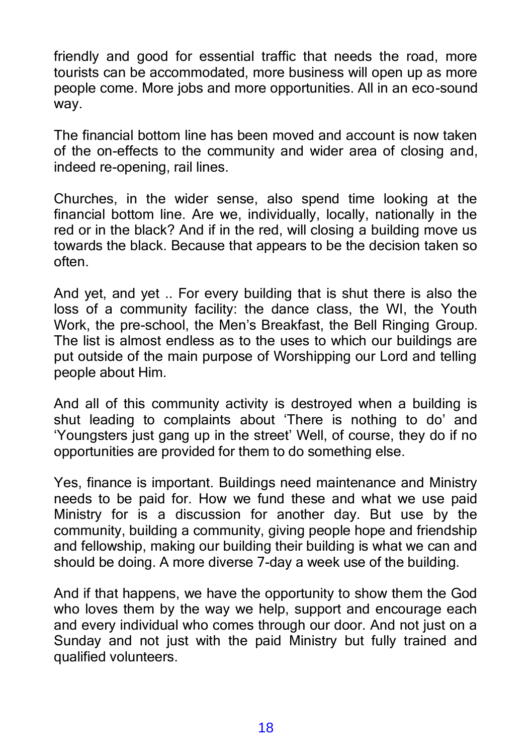friendly and good for essential traffic that needs the road, more tourists can be accommodated, more business will open up as more people come. More jobs and more opportunities. All in an eco-sound way.

The financial bottom line has been moved and account is now taken of the on-effects to the community and wider area of closing and, indeed re-opening, rail lines.

Churches, in the wider sense, also spend time looking at the financial bottom line. Are we, individually, locally, nationally in the red or in the black? And if in the red, will closing a building move us towards the black. Because that appears to be the decision taken so often.

And yet, and yet .. For every building that is shut there is also the loss of a community facility: the dance class, the WI, the Youth Work, the pre-school, the Men's Breakfast, the Bell Ringing Group. The list is almost endless as to the uses to which our buildings are put outside of the main purpose of Worshipping our Lord and telling people about Him.

And all of this community activity is destroyed when a building is shut leading to complaints about 'There is nothing to do' and 'Youngsters just gang up in the street' Well, of course, they do if no opportunities are provided for them to do something else.

Yes, finance is important. Buildings need maintenance and Ministry needs to be paid for. How we fund these and what we use paid Ministry for is a discussion for another day. But use by the community, building a community, giving people hope and friendship and fellowship, making our building their building is what we can and should be doing. A more diverse 7-day a week use of the building.

And if that happens, we have the opportunity to show them the God who loves them by the way we help, support and encourage each and every individual who comes through our door. And not just on a Sunday and not just with the paid Ministry but fully trained and qualified volunteers.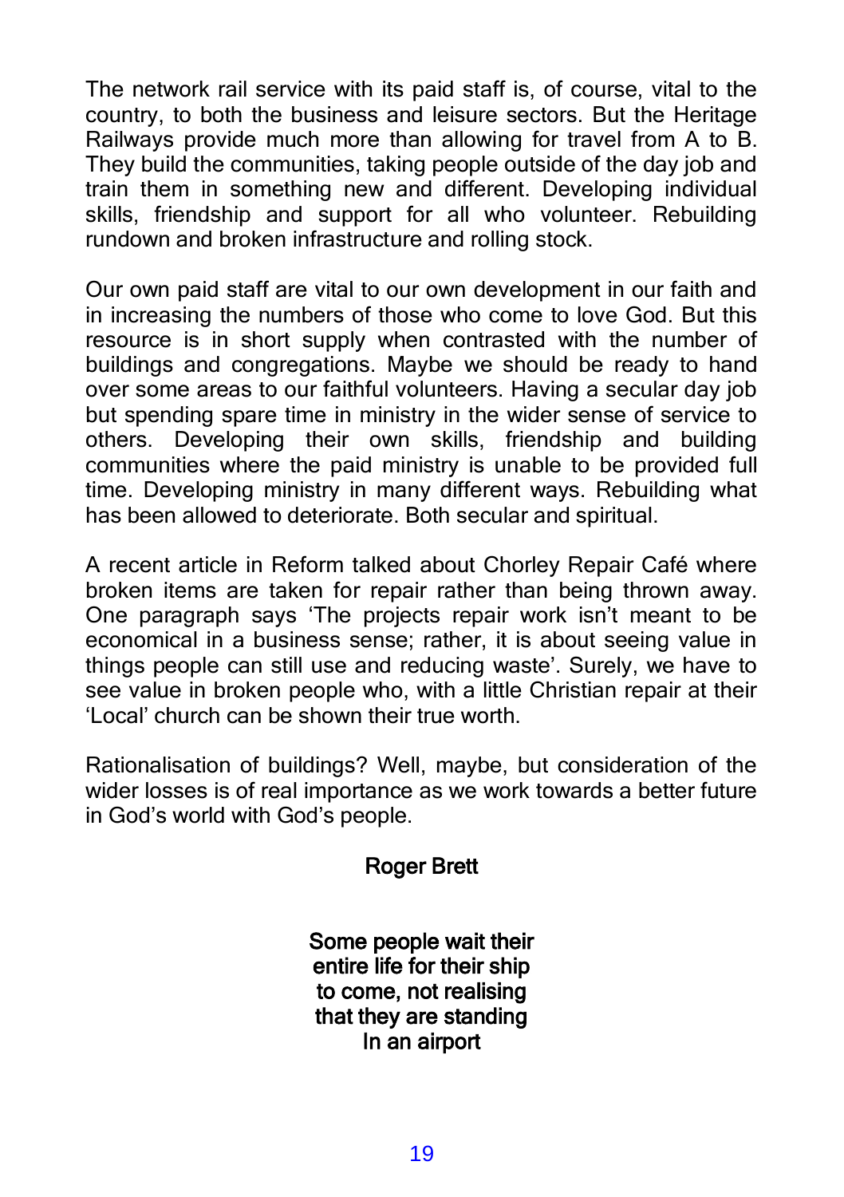The network rail service with its paid staff is, of course, vital to the country, to both the business and leisure sectors. But the Heritage Railways provide much more than allowing for travel from A to B. They build the communities, taking people outside of the day job and train them in something new and different. Developing individual skills, friendship and support for all who volunteer. Rebuilding rundown and broken infrastructure and rolling stock.

Our own paid staff are vital to our own development in our faith and in increasing the numbers of those who come to love God. But this resource is in short supply when contrasted with the number of buildings and congregations. Maybe we should be ready to hand over some areas to our faithful volunteers. Having a secular day job but spending spare time in ministry in the wider sense of service to others. Developing their own skills, friendship and building communities where the paid ministry is unable to be provided full time. Developing ministry in many different ways. Rebuilding what has been allowed to deteriorate. Both secular and spiritual.

A recent article in Reform talked about Chorley Repair Café where broken items are taken for repair rather than being thrown away. One paragraph says 'The projects repair work isn't meant to be economical in a business sense; rather, it is about seeing value in things people can still use and reducing waste'. Surely, we have to see value in broken people who, with a little Christian repair at their 'Local' church can be shown their true worth.

Rationalisation of buildings? Well, maybe, but consideration of the wider losses is of real importance as we work towards a better future in God's world with God's people.

**Roger Brett**

**Some people wait their entire life for their ship to come, not realising that they are standing In an airport**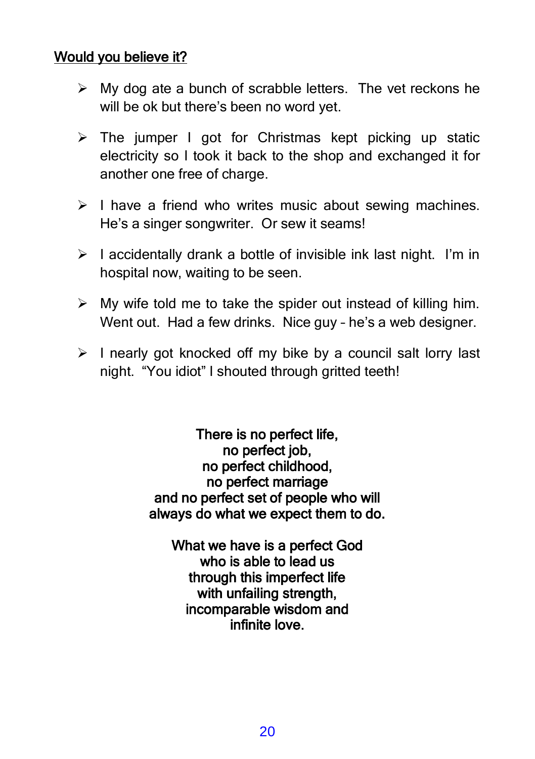<u>**Would you believe it?**</u>

- My dog ate a bunch of scrabble letters. The vet reckons he will be ok but there's been no word yet.
- The jumper I got for Christmas kept picking up static electricity so I took it back to the shop and exchanged it for another one free of charge.
- I have a friend who writes music about sewing machines. He's a singer songwriter. Or sew it seams!
- I accidentally drank a bottle of invisible ink last night. I'm in hospital now, waiting to be seen.
- My wife told me to take the spider out instead of killing him. Went out. Had a few drinks. Nice guy – he's a web designer.
- I nearly got knocked off my bike by a council salt lorry last night. "You idiot" I shouted through gritted teeth!

**There is no perfect life,**
**no perfect job,**
**no perfect childhood,**
**no perfect marriage**
**and no perfect set of people who will always do what we expect them to do.**

**What we have is a perfect God**
**who is able to lead us**
**through this imperfect life**
**with unfailing strength,**
**incomparable wisdom and**
**infinite love.**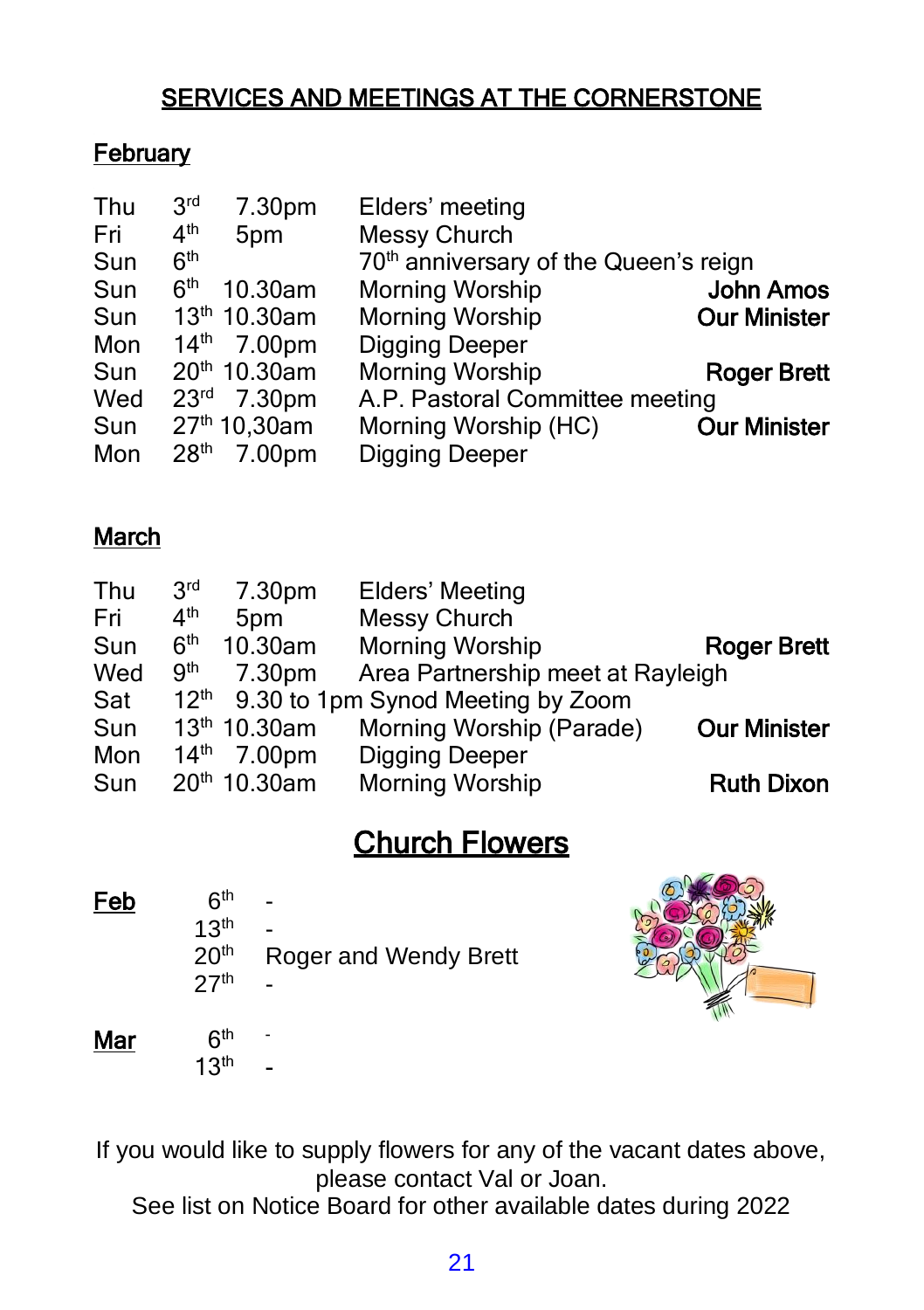## SERVICES AND MEETINGS AT THE CORNERSTONE

### February

| | | | | |
|---|---|---|---|---|
| Thu | 3rd | 7.30pm | Elders' meeting | |
| Fri | 4th | 5pm | Messy Church | |
| Sun | 6th | | 70th anniversary of the Queen's reign | |
| Sun | 6th | 10.30am | Morning Worship | **John Amos** |
| Sun | 13th | 10.30am | Morning Worship | **Our Minister** |
| Mon | 14th | 7.00pm | Digging Deeper | |
| Sun | 20th | 10.30am | Morning Worship | **Roger Brett** |
| Wed | 23rd | 7.30pm | A.P. Pastoral Committee meeting | |
| Sun | 27th | 10,30am | Morning Worship (HC) | **Our Minister** |
| Mon | 28th | 7.00pm | Digging Deeper | |

### March

| | | | | |
|---|---|---|---|---|
| Thu | 3rd | 7.30pm | Elders' Meeting | |
| Fri | 4th | 5pm | Messy Church | |
| Sun | 6th | 10.30am | Morning Worship | **Roger Brett** |
| Wed | 9th | 7.30pm | Area Partnership meet at Rayleigh | |
| Sat | 12th | 9.30 to 1pm | Synod Meeting by Zoom | |
| Sun | 13th | 10.30am | Morning Worship (Parade) | **Our Minister** |
| Mon | 14th | 7.00pm | Digging Deeper | |
| Sun | 20th | 10.30am | Morning Worship | **Ruth Dixon** |

## Church Flowers

| | | |
|---|---|---|
| **Feb** | 6th | - |
| | 13th | - |
| | 20th | Roger and Wendy Brett |
| | 27th | - |
| **Mar** | 6th | - |
| | 13th | - |

If you would like to supply flowers for any of the vacant dates above, please contact Val or Joan.
See list on Notice Board for other available dates during 2022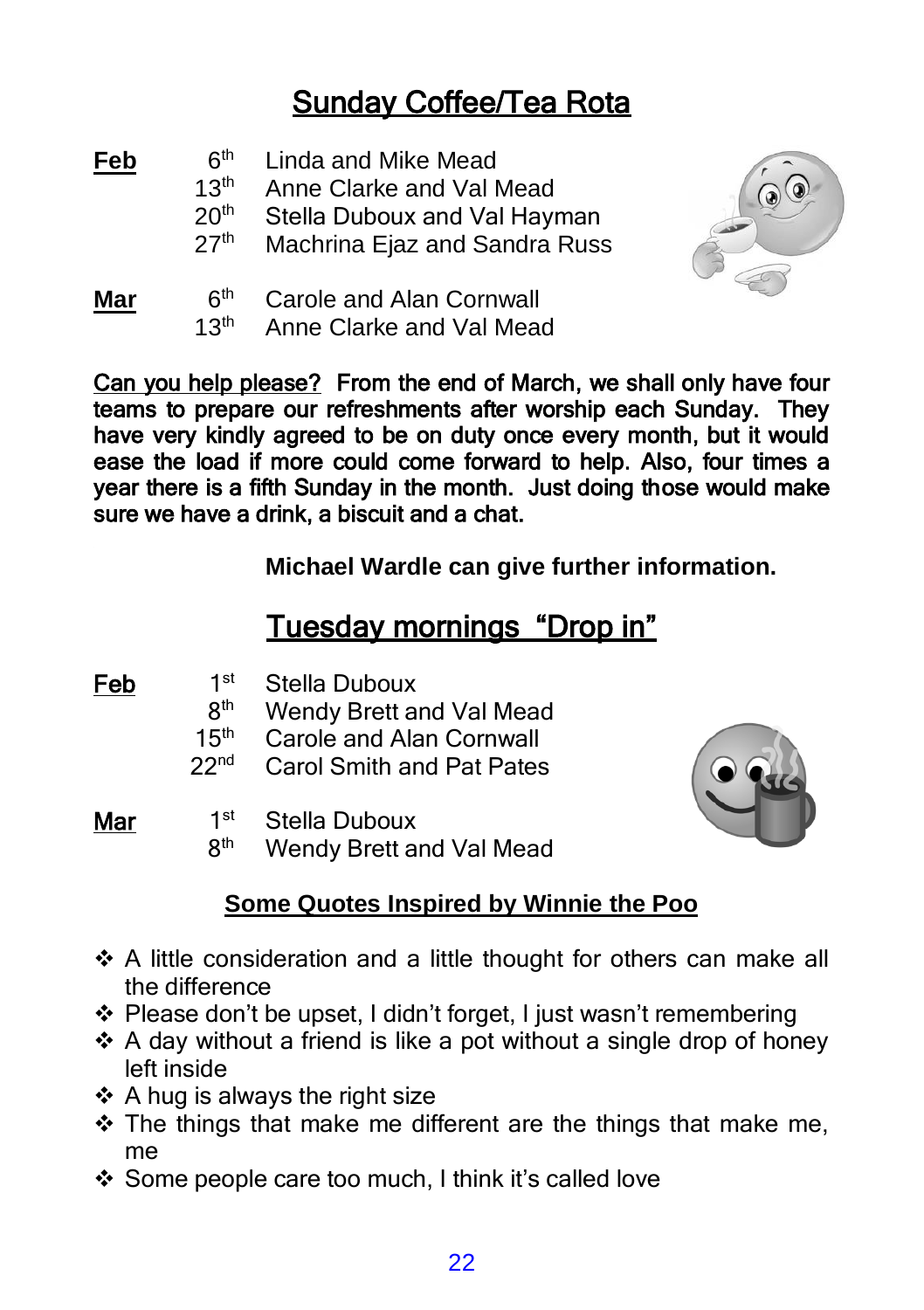## Sunday Coffee/Tea Rota

| | | |
|---|---|---|
| **Feb** | 6th | Linda and Mike Mead |
| | 13th | Anne Clarke and Val Mead |
| | 20th | Stella Duboux and Val Hayman |
| | 27th | Machrina Ejaz and Sandra Russ |
| **Mar** | 6th | Carole and Alan Cornwall |
| | 13th | Anne Clarke and Val Mead |

**Can you help please?  From the end of March, we shall only have four teams to prepare our refreshments after worship each Sunday.  They have very kindly agreed to be on duty once every month, but it would ease the load if more could come forward to help. Also, four times a year there is a fifth Sunday in the month.  Just doing those would make sure we have a drink, a biscuit and a chat.**

**Michael Wardle can give further information.**

## Tuesday mornings  "Drop in"

| | | |
|---|---|---|
| **Feb** | 1st | Stella Duboux |
| | 8th | Wendy Brett and Val Mead |
| | 15th | Carole and Alan Cornwall |
| | 22nd | Carol Smith and Pat Pates |
| **Mar** | 1st | Stella Duboux |
| | 8th | Wendy Brett and Val Mead |

### Some Quotes Inspired by Winnie the Poo

- A little consideration and a little thought for others can make all the difference
- Please don't be upset, I didn't forget, I just wasn't remembering
- A day without a friend is like a pot without a single drop of honey left inside
- A hug is always the right size
- The things that make me different are the things that make me, me
- Some people care too much, I think it's called love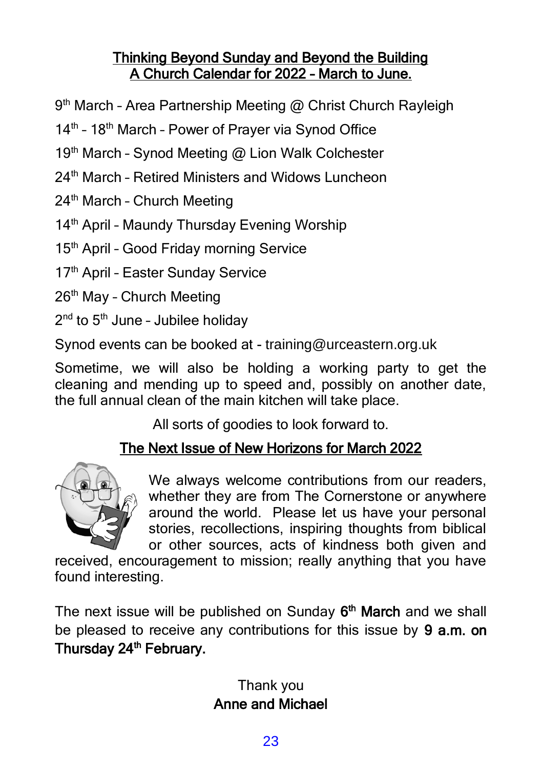## Thinking Beyond Sunday and Beyond the Building
## A Church Calendar for 2022 – March to June.

9th March – Area Partnership Meeting @ Christ Church Rayleigh

14th – 18th March – Power of Prayer via Synod Office

19th March – Synod Meeting @ Lion Walk Colchester

24th March – Retired Ministers and Widows Luncheon

24th March – Church Meeting

14th April – Maundy Thursday Evening Worship

15th April – Good Friday morning Service

17th April – Easter Sunday Service

26th May – Church Meeting

2nd to 5th June – Jubilee holiday

Synod events can be booked at - training@urceastern.org.uk

Sometime, we will also be holding a working party to get the cleaning and mending up to speed and, possibly on another date, the full annual clean of the main kitchen will take place.

All sorts of goodies to look forward to.

## The Next Issue of New Horizons for March 2022

We always welcome contributions from our readers, whether they are from The Cornerstone or anywhere around the world. Please let us have your personal stories, recollections, inspiring thoughts from biblical or other sources, acts of kindness both given and received, encouragement to mission; really anything that you have found interesting.

The next issue will be published on Sunday **6th March** and we shall be pleased to receive any contributions for this issue by **9 a.m. on Thursday 24th February.**

Thank you
**Anne and Michael**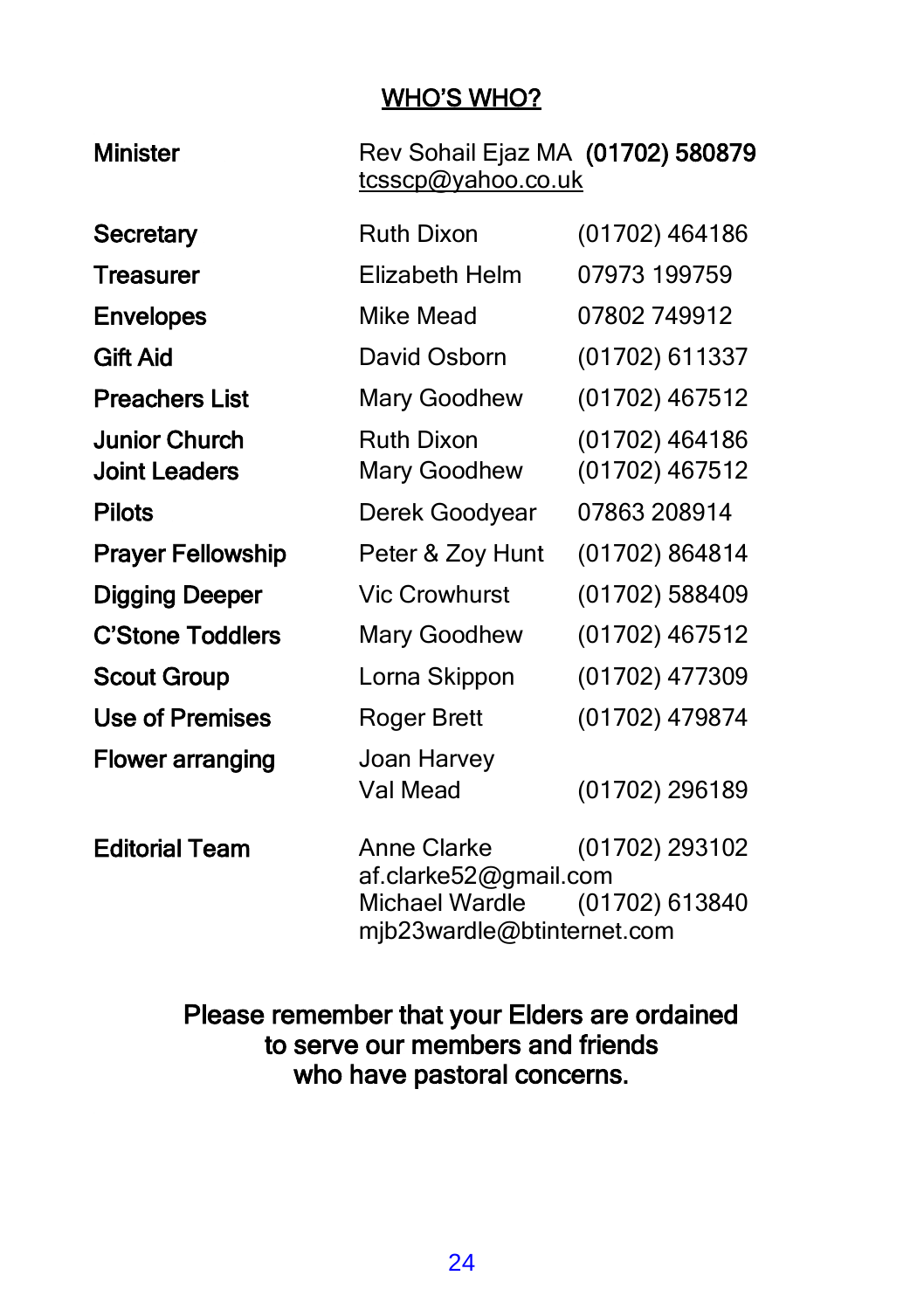## WHO'S WHO?

| | | |
|---|---|---|
| **Minister** | Rev Sohail Ejaz MA tcsscp@yahoo.co.uk | **(01702) 580879** |
| **Secretary** | Ruth Dixon | (01702) 464186 |
| **Treasurer** | Elizabeth Helm | 07973 199759 |
| **Envelopes** | Mike Mead | 07802 749912 |
| **Gift Aid** | David Osborn | (01702) 611337 |
| **Preachers List** | Mary Goodhew | (01702) 467512 |
| **Junior Church Joint Leaders** | Ruth Dixon<br>Mary Goodhew | (01702) 464186<br>(01702) 467512 |
| **Pilots** | Derek Goodyear | 07863 208914 |
| **Prayer Fellowship** | Peter & Zoy Hunt | (01702) 864814 |
| **Digging Deeper** | Vic Crowhurst | (01702) 588409 |
| **C'Stone Toddlers** | Mary Goodhew | (01702) 467512 |
| **Scout Group** | Lorna Skippon | (01702) 477309 |
| **Use of Premises** | Roger Brett | (01702) 479874 |
| **Flower arranging** | Joan Harvey<br>Val Mead | <br>(01702) 296189 |
| **Editorial Team** | Anne Clarke<br>af.clarke52@gmail.com<br>Michael Wardle<br>mjb23wardle@btinternet.com | (01702) 293102<br><br>(01702) 613840 |

**Please remember that your Elders are ordained to serve our members and friends who have pastoral concerns.**